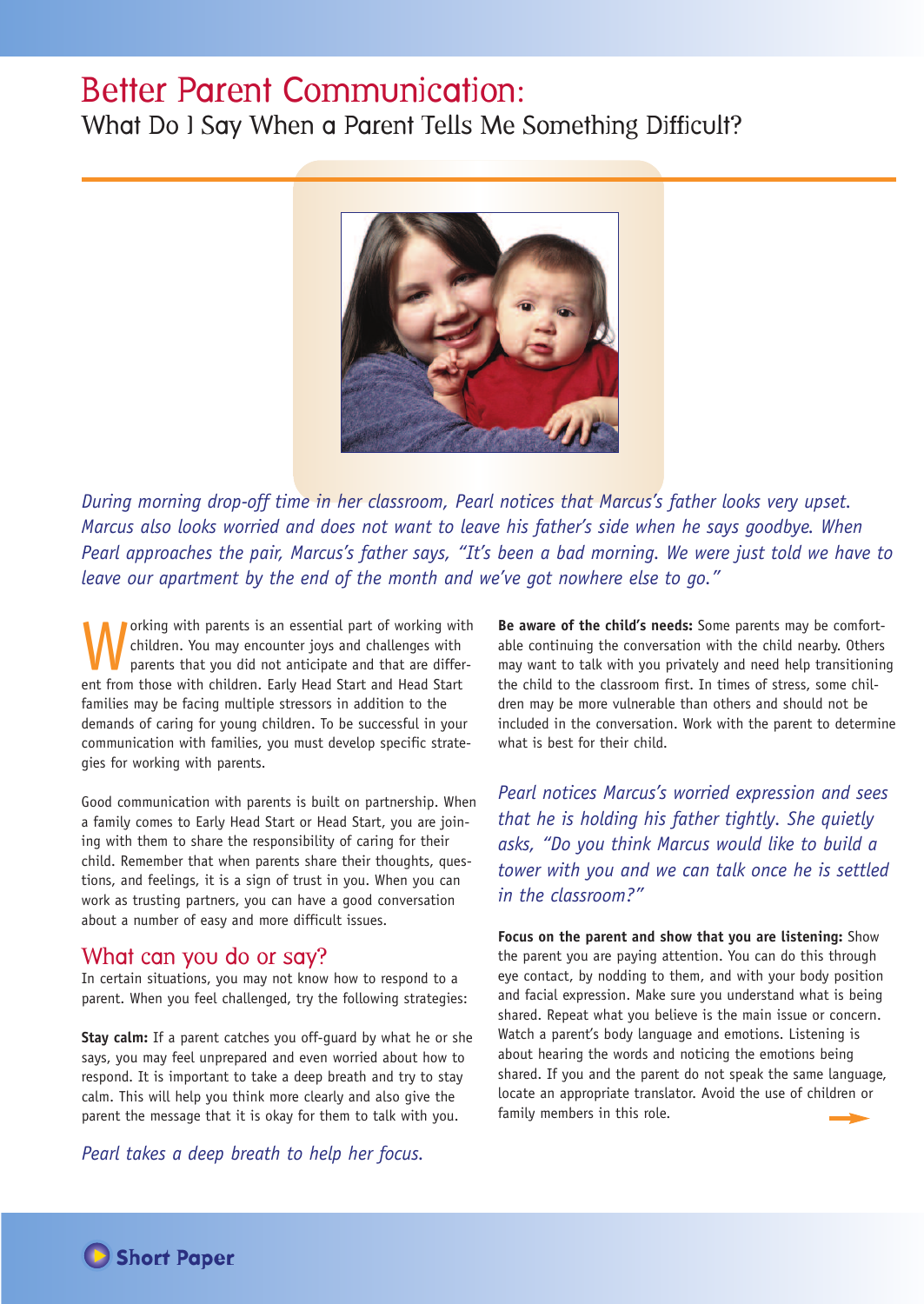# Better Parent Communication:

## What Do I Say When a Parent Tells Me Something Difficult?

*During morning drop-off time in her classroom, Pearl notices that Marcus's father looks very upset. Marcus also looks worried and does not want to leave his father's side when he says goodbye. When Pearl approaches the pair, Marcus's father says, "It's been a bad morning. We were just told we have to leave our apartment by the end of the month and we've got nowhere else to go."*

Working with parents is an essential part of working with children. You may encounter joys and challenges with parents that you did not anticipate and that are different from those with children. Early Head Start and Head Start families may be facing multiple stressors in addition to the demands of caring for young children. To be successful in your communication with families, you must develop specific strategies for working with parents.

Good communication with parents is built on partnership. When a family comes to Early Head Start or Head Start, you are joining with them to share the responsibility of caring for their child. Remember that when parents share their thoughts, questions, and feelings, it is a sign of trust in you. When you can work as trusting partners, you can have a good conversation about a number of easy and more difficult issues.

## What can you do or say?

In certain situations, you may not know how to respond to a parent. When you feel challenged, try the following strategies:

**Stay calm:** If a parent catches you off-guard by what he or she says, you may feel unprepared and even worried about how to respond. It is important to take a deep breath and try to stay calm. This will help you think more clearly and also give the parent the message that it is okay for them to talk with you.

*Pearl takes a deep breath to help her focus.*

**Be aware of the child's needs:** Some parents may be comfortable continuing the conversation with the child nearby. Others may want to talk with you privately and need help transitioning the child to the classroom first. In times of stress, some children may be more vulnerable than others and should not be included in the conversation. Work with the parent to determine what is best for their child.

*Pearl notices Marcus's worried expression and sees that he is holding his father tightly. She quietly asks, "Do you think Marcus would like to build a tower with you and we can talk once he is settled in the classroom?"*

**Focus on the parent and show that you are listening:** Show the parent you are paying attention. You can do this through eye contact, by nodding to them, and with your body position and facial expression. Make sure you understand what is being shared. Repeat what you believe is the main issue or concern. Watch a parent's body language and emotions. Listening is about hearing the words and noticing the emotions being shared. If you and the parent do not speak the same language, locate an appropriate translator. Avoid the use of children or family members in this role.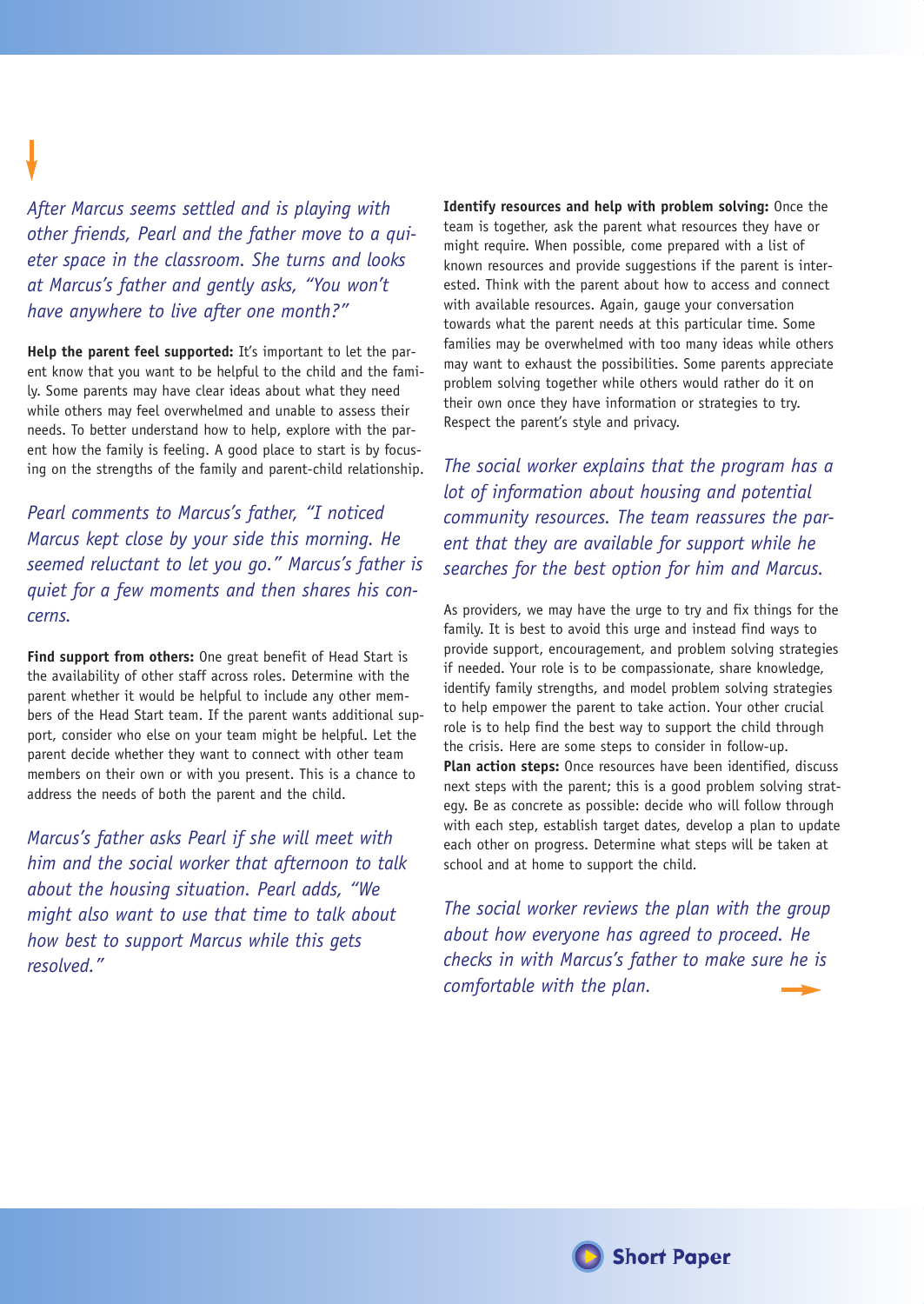*After Marcus seems settled and is playing with other friends, Pearl and the father move to a quieter space in the classroom. She turns and looks at Marcus's father and gently asks, "You won't have anywhere to live after one month?"*

**Help the parent feel supported:** It's important to let the parent know that you want to be helpful to the child and the family. Some parents may have clear ideas about what they need while others may feel overwhelmed and unable to assess their needs. To better understand how to help, explore with the parent how the family is feeling. A good place to start is by focusing on the strengths of the family and parent-child relationship.

*Pearl comments to Marcus's father, "I noticed Marcus kept close by your side this morning. He seemed reluctant to let you go." Marcus's father is quiet for a few moments and then shares his concerns.*

**Find support from others:** One great benefit of Head Start is the availability of other staff across roles. Determine with the parent whether it would be helpful to include any other members of the Head Start team. If the parent wants additional support, consider who else on your team might be helpful. Let the parent decide whether they want to connect with other team members on their own or with you present. This is a chance to address the needs of both the parent and the child.

*Marcus's father asks Pearl if she will meet with him and the social worker that afternoon to talk about the housing situation. Pearl adds, "We might also want to use that time to talk about how best to support Marcus while this gets resolved."*

**Identify resources and help with problem solving:** Once the team is together, ask the parent what resources they have or might require. When possible, come prepared with a list of known resources and provide suggestions if the parent is interested. Think with the parent about how to access and connect with available resources. Again, gauge your conversation towards what the parent needs at this particular time. Some families may be overwhelmed with too many ideas while others may want to exhaust the possibilities. Some parents appreciate problem solving together while others would rather do it on their own once they have information or strategies to try. Respect the parent's style and privacy.

*The social worker explains that the program has a lot of information about housing and potential community resources. The team reassures the parent that they are available for support while he searches for the best option for him and Marcus.*

As providers, we may have the urge to try and fix things for the family. It is best to avoid this urge and instead find ways to provide support, encouragement, and problem solving strategies if needed. Your role is to be compassionate, share knowledge, identify family strengths, and model problem solving strategies to help empower the parent to take action. Your other crucial role is to help find the best way to support the child through the crisis. Here are some steps to consider in follow-up.

**Plan action steps:** Once resources have been identified, discuss next steps with the parent; this is a good problem solving strategy. Be as concrete as possible: decide who will follow through with each step, establish target dates, develop a plan to update each other on progress. Determine what steps will be taken at school and at home to support the child.

*The social worker reviews the plan with the group about how everyone has agreed to proceed. He checks in with Marcus's father to make sure he is comfortable with the plan.*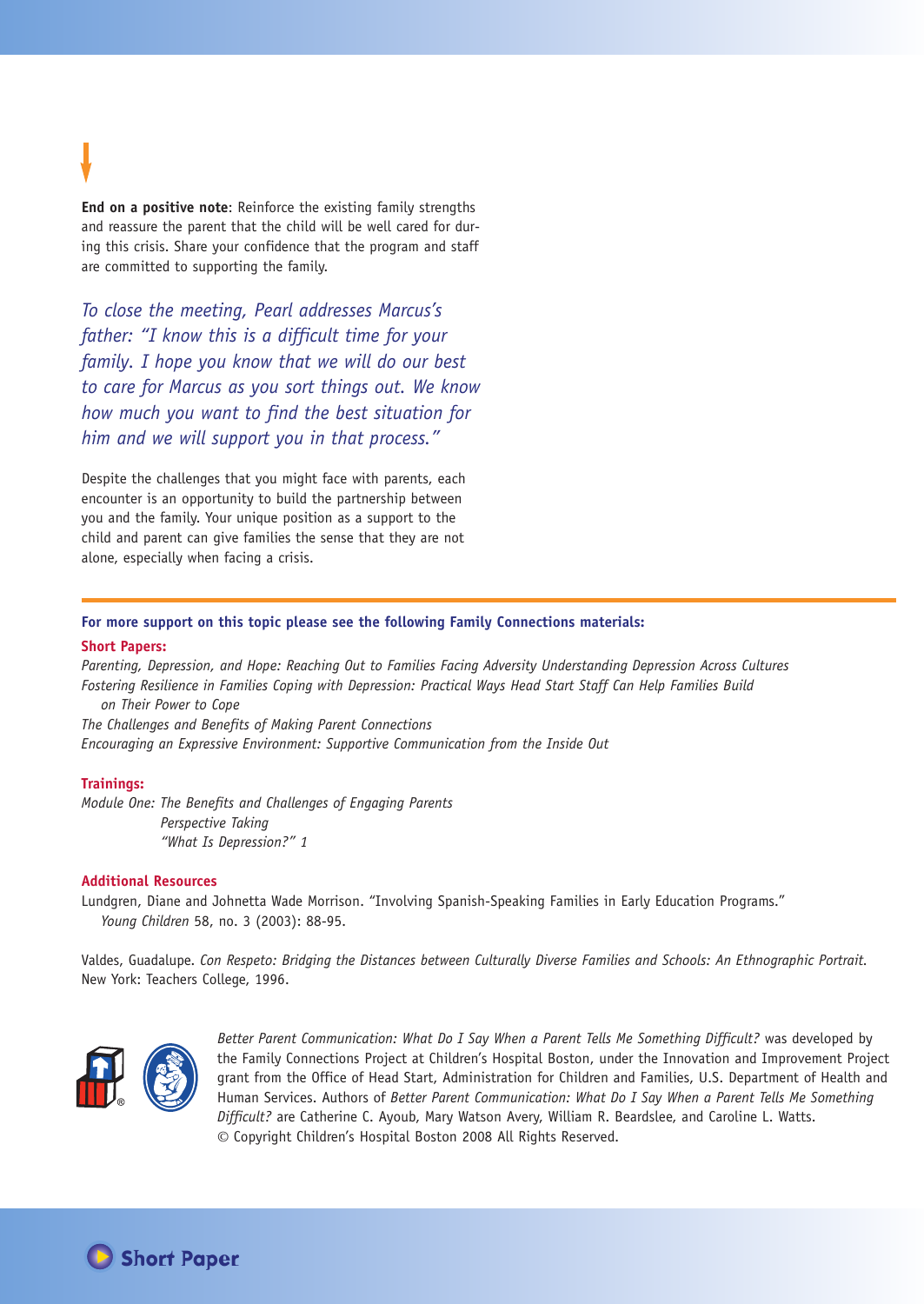**End on a positive note**: Reinforce the existing family strengths and reassure the parent that the child will be well cared for during this crisis. Share your confidence that the program and staff are committed to supporting the family.

*To close the meeting, Pearl addresses Marcus's father: "I know this is a difficult time for your family. I hope you know that we will do our best to care for Marcus as you sort things out. We know how much you want to find the best situation for him and we will support you in that process."*

Despite the challenges that you might face with parents, each encounter is an opportunity to build the partnership between you and the family. Your unique position as a support to the child and parent can give families the sense that they are not alone, especially when facing a crisis.

**For more support on this topic please see the following Family Connections materials:**

**Short Papers:**

*Parenting, Depression, and Hope: Reaching Out to Families Facing Adversity Understanding Depression Across Cultures*
*Fostering Resilience in Families Coping with Depression: Practical Ways Head Start Staff Can Help Families Build on Their Power to Cope*
*The Challenges and Benefits of Making Parent Connections*
*Encouraging an Expressive Environment: Supportive Communication from the Inside Out*

**Trainings:**

*Module One: The Benefits and Challenges of Engaging Parents*
*Perspective Taking*
*"What Is Depression?" 1*

**Additional Resources**

Lundgren, Diane and Johnetta Wade Morrison. "Involving Spanish-Speaking Families in Early Education Programs." *Young Children* 58, no. 3 (2003): 88-95.

Valdes, Guadalupe. *Con Respeto: Bridging the Distances between Culturally Diverse Families and Schools: An Ethnographic Portrait.* New York: Teachers College, 1996.

*Better Parent Communication: What Do I Say When a Parent Tells Me Something Difficult?* was developed by the Family Connections Project at Children's Hospital Boston, under the Innovation and Improvement Project grant from the Office of Head Start, Administration for Children and Families, U.S. Department of Health and Human Services. Authors of *Better Parent Communication: What Do I Say When a Parent Tells Me Something Difficult?* are Catherine C. Ayoub, Mary Watson Avery, William R. Beardslee, and Caroline L. Watts.
© Copyright Children's Hospital Boston 2008 All Rights Reserved.